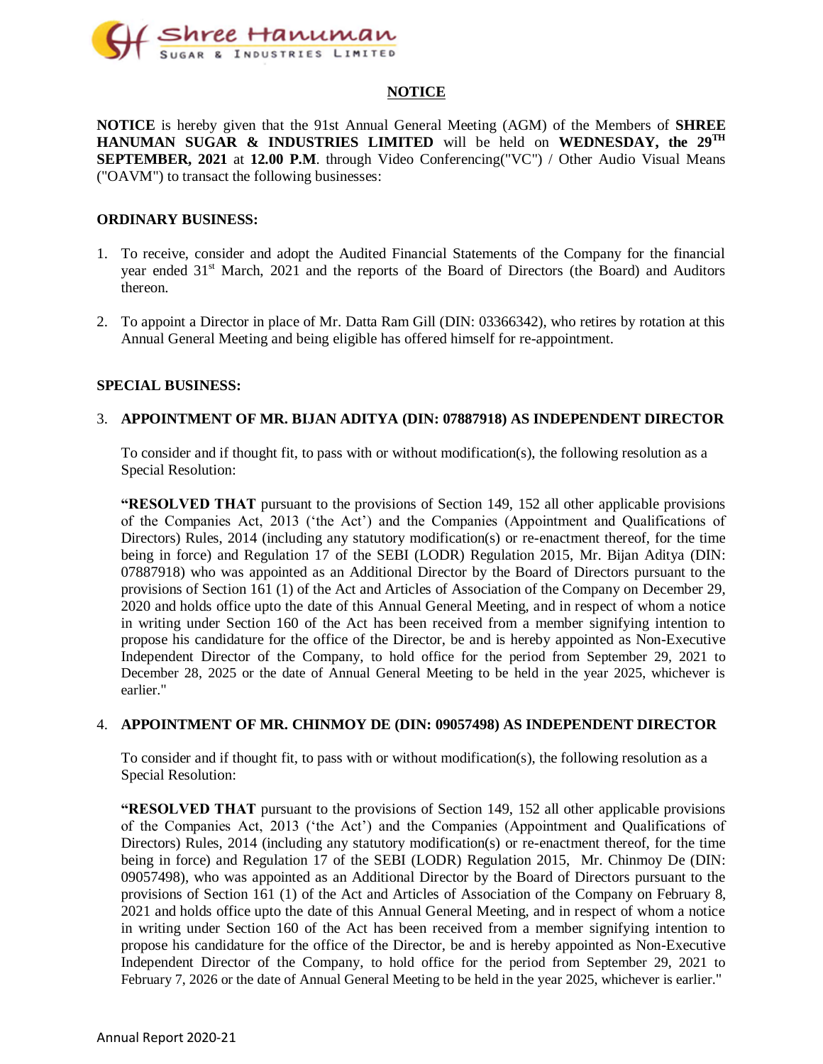## NOTICE

**NOTICE** is hereby given that the 91st Annual General Meeting (AGM) of the Members of **SHREE HANUMAN SUGAR & INDUSTRIES LIMITED** will be held on **WEDNESDAY, the 29TH SEPTEMBER, 2021** at **12.00 P.M**. through Video Conferencing("VC") / Other Audio Visual Means ("OAVM") to transact the following businesses:

### ORDINARY BUSINESS:

1. To receive, consider and adopt the Audited Financial Statements of the Company for the financial year ended 31st March, 2021 and the reports of the Board of Directors (the Board) and Auditors thereon.

2. To appoint a Director in place of Mr. Datta Ram Gill (DIN: 03366342), who retires by rotation at this Annual General Meeting and being eligible has offered himself for re-appointment.

### SPECIAL BUSINESS:

3. **APPOINTMENT OF MR. BIJAN ADITYA (DIN: 07887918) AS INDEPENDENT DIRECTOR**

   To consider and if thought fit, to pass with or without modification(s), the following resolution as a Special Resolution:

   **"RESOLVED THAT** pursuant to the provisions of Section 149, 152 all other applicable provisions of the Companies Act, 2013 ('the Act') and the Companies (Appointment and Qualifications of Directors) Rules, 2014 (including any statutory modification(s) or re-enactment thereof, for the time being in force) and Regulation 17 of the SEBI (LODR) Regulation 2015, Mr. Bijan Aditya (DIN: 07887918) who was appointed as an Additional Director by the Board of Directors pursuant to the provisions of Section 161 (1) of the Act and Articles of Association of the Company on December 29, 2020 and holds office upto the date of this Annual General Meeting, and in respect of whom a notice in writing under Section 160 of the Act has been received from a member signifying intention to propose his candidature for the office of the Director, be and is hereby appointed as Non-Executive Independent Director of the Company, to hold office for the period from September 29, 2021 to December 28, 2025 or the date of Annual General Meeting to be held in the year 2025, whichever is earlier."

4. **APPOINTMENT OF MR. CHINMOY DE (DIN: 09057498) AS INDEPENDENT DIRECTOR**

   To consider and if thought fit, to pass with or without modification(s), the following resolution as a Special Resolution:

   **"RESOLVED THAT** pursuant to the provisions of Section 149, 152 all other applicable provisions of the Companies Act, 2013 ('the Act') and the Companies (Appointment and Qualifications of Directors) Rules, 2014 (including any statutory modification(s) or re-enactment thereof, for the time being in force) and Regulation 17 of the SEBI (LODR) Regulation 2015, Mr. Chinmoy De (DIN: 09057498), who was appointed as an Additional Director by the Board of Directors pursuant to the provisions of Section 161 (1) of the Act and Articles of Association of the Company on February 8, 2021 and holds office upto the date of this Annual General Meeting, and in respect of whom a notice in writing under Section 160 of the Act has been received from a member signifying intention to propose his candidature for the office of the Director, be and is hereby appointed as Non-Executive Independent Director of the Company, to hold office for the period from September 29, 2021 to February 7, 2026 or the date of Annual General Meeting to be held in the year 2025, whichever is earlier."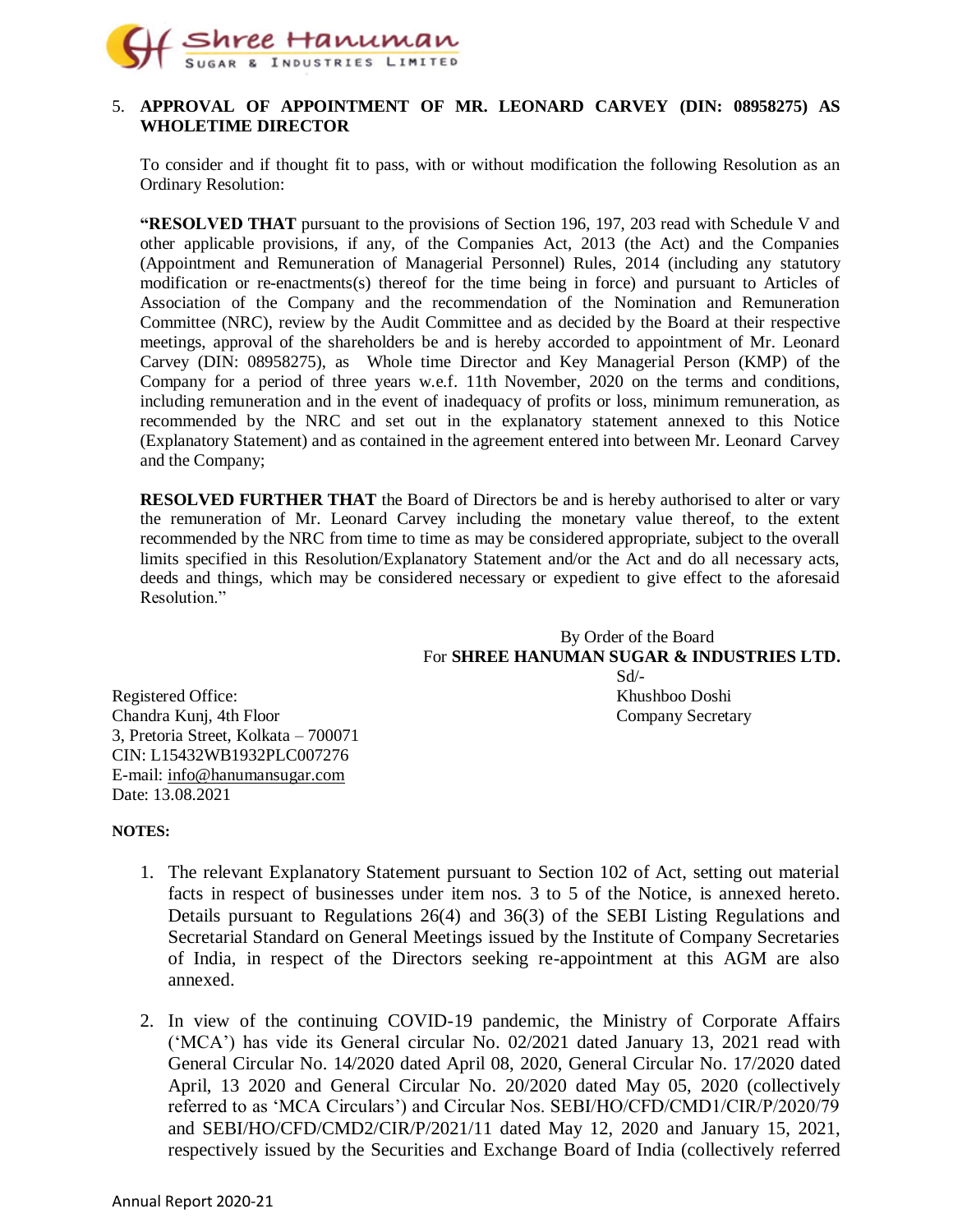5. **APPROVAL OF APPOINTMENT OF MR. LEONARD CARVEY (DIN: 08958275) AS WHOLETIME DIRECTOR**

   To consider and if thought fit to pass, with or without modification the following Resolution as an Ordinary Resolution:

   **"RESOLVED THAT** pursuant to the provisions of Section 196, 197, 203 read with Schedule V and other applicable provisions, if any, of the Companies Act, 2013 (the Act) and the Companies (Appointment and Remuneration of Managerial Personnel) Rules, 2014 (including any statutory modification or re-enactments(s) thereof for the time being in force) and pursuant to Articles of Association of the Company and the recommendation of the Nomination and Remuneration Committee (NRC), review by the Audit Committee and as decided by the Board at their respective meetings, approval of the shareholders be and is hereby accorded to appointment of Mr. Leonard Carvey (DIN: 08958275), as Whole time Director and Key Managerial Person (KMP) of the Company for a period of three years w.e.f. 11th November, 2020 on the terms and conditions, including remuneration and in the event of inadequacy of profits or loss, minimum remuneration, as recommended by the NRC and set out in the explanatory statement annexed to this Notice (Explanatory Statement) and as contained in the agreement entered into between Mr. Leonard Carvey and the Company;

   **RESOLVED FURTHER THAT** the Board of Directors be and is hereby authorised to alter or vary the remuneration of Mr. Leonard Carvey including the monetary value thereof, to the extent recommended by the NRC from time to time as may be considered appropriate, subject to the overall limits specified in this Resolution/Explanatory Statement and/or the Act and do all necessary acts, deeds and things, which may be considered necessary or expedient to give effect to the aforesaid Resolution."

By Order of the Board
For **SHREE HANUMAN SUGAR & INDUSTRIES LTD.**
Sd/-
Khushboo Doshi
Company Secretary

Registered Office:
Chandra Kunj, 4th Floor
3, Pretoria Street, Kolkata – 700071
CIN: L15432WB1932PLC007276
E-mail: info@hanumansugar.com
Date: 13.08.2021

**NOTES:**

1. The relevant Explanatory Statement pursuant to Section 102 of Act, setting out material facts in respect of businesses under item nos. 3 to 5 of the Notice, is annexed hereto. Details pursuant to Regulations 26(4) and 36(3) of the SEBI Listing Regulations and Secretarial Standard on General Meetings issued by the Institute of Company Secretaries of India, in respect of the Directors seeking re-appointment at this AGM are also annexed.

2. In view of the continuing COVID-19 pandemic, the Ministry of Corporate Affairs ('MCA') has vide its General circular No. 02/2021 dated January 13, 2021 read with General Circular No. 14/2020 dated April 08, 2020, General Circular No. 17/2020 dated April, 13 2020 and General Circular No. 20/2020 dated May 05, 2020 (collectively referred to as 'MCA Circulars') and Circular Nos. SEBI/HO/CFD/CMD1/CIR/P/2020/79 and SEBI/HO/CFD/CMD2/CIR/P/2021/11 dated May 12, 2020 and January 15, 2021, respectively issued by the Securities and Exchange Board of India (collectively referred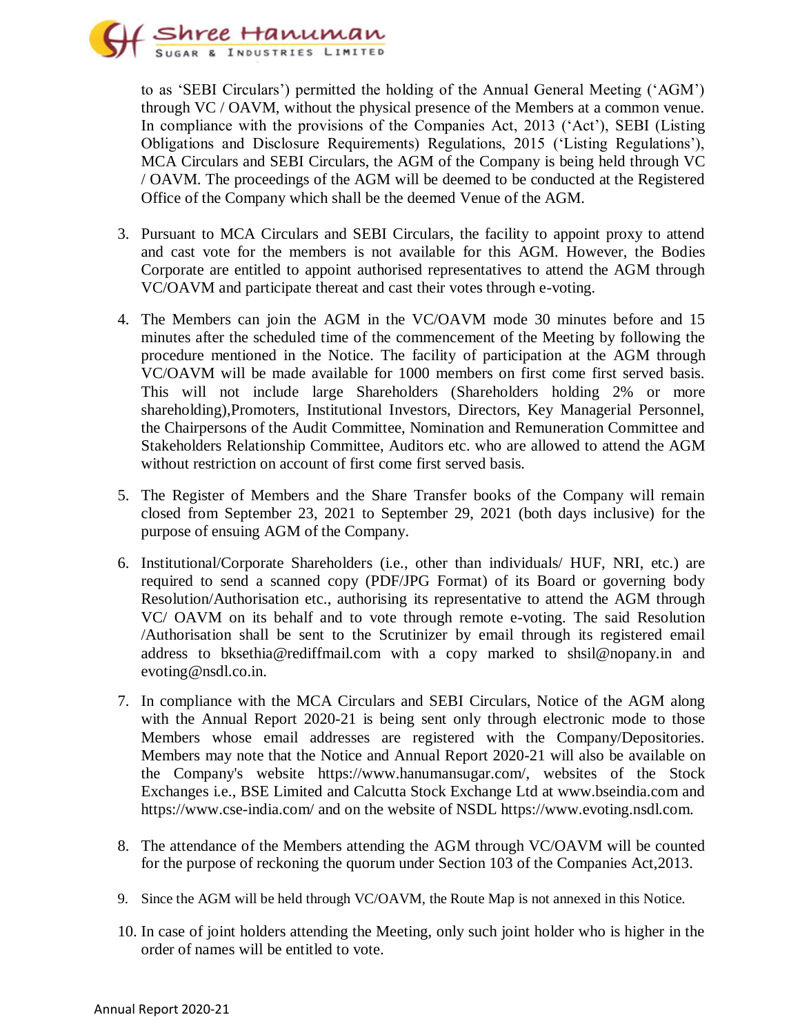to as 'SEBI Circulars') permitted the holding of the Annual General Meeting ('AGM') through VC / OAVM, without the physical presence of the Members at a common venue. In compliance with the provisions of the Companies Act, 2013 ('Act'), SEBI (Listing Obligations and Disclosure Requirements) Regulations, 2015 ('Listing Regulations'), MCA Circulars and SEBI Circulars, the AGM of the Company is being held through VC / OAVM. The proceedings of the AGM will be deemed to be conducted at the Registered Office of the Company which shall be the deemed Venue of the AGM.

3. Pursuant to MCA Circulars and SEBI Circulars, the facility to appoint proxy to attend and cast vote for the members is not available for this AGM. However, the Bodies Corporate are entitled to appoint authorised representatives to attend the AGM through VC/OAVM and participate thereat and cast their votes through e-voting.

4. The Members can join the AGM in the VC/OAVM mode 30 minutes before and 15 minutes after the scheduled time of the commencement of the Meeting by following the procedure mentioned in the Notice. The facility of participation at the AGM through VC/OAVM will be made available for 1000 members on first come first served basis. This will not include large Shareholders (Shareholders holding 2% or more shareholding),Promoters, Institutional Investors, Directors, Key Managerial Personnel, the Chairpersons of the Audit Committee, Nomination and Remuneration Committee and Stakeholders Relationship Committee, Auditors etc. who are allowed to attend the AGM without restriction on account of first come first served basis.

5. The Register of Members and the Share Transfer books of the Company will remain closed from September 23, 2021 to September 29, 2021 (both days inclusive) for the purpose of ensuing AGM of the Company.

6. Institutional/Corporate Shareholders (i.e., other than individuals/ HUF, NRI, etc.) are required to send a scanned copy (PDF/JPG Format) of its Board or governing body Resolution/Authorisation etc., authorising its representative to attend the AGM through VC/ OAVM on its behalf and to vote through remote e-voting. The said Resolution /Authorisation shall be sent to the Scrutinizer by email through its registered email address to bksethia@rediffmail.com with a copy marked to shsil@nopany.in and evoting@nsdl.co.in.

7. In compliance with the MCA Circulars and SEBI Circulars, Notice of the AGM along with the Annual Report 2020-21 is being sent only through electronic mode to those Members whose email addresses are registered with the Company/Depositories. Members may note that the Notice and Annual Report 2020-21 will also be available on the Company's website https://www.hanumansugar.com/, websites of the Stock Exchanges i.e., BSE Limited and Calcutta Stock Exchange Ltd at www.bseindia.com and https://www.cse-india.com/ and on the website of NSDL https://www.evoting.nsdl.com.

8. The attendance of the Members attending the AGM through VC/OAVM will be counted for the purpose of reckoning the quorum under Section 103 of the Companies Act,2013.

9. Since the AGM will be held through VC/OAVM, the Route Map is not annexed in this Notice.

10. In case of joint holders attending the Meeting, only such joint holder who is higher in the order of names will be entitled to vote.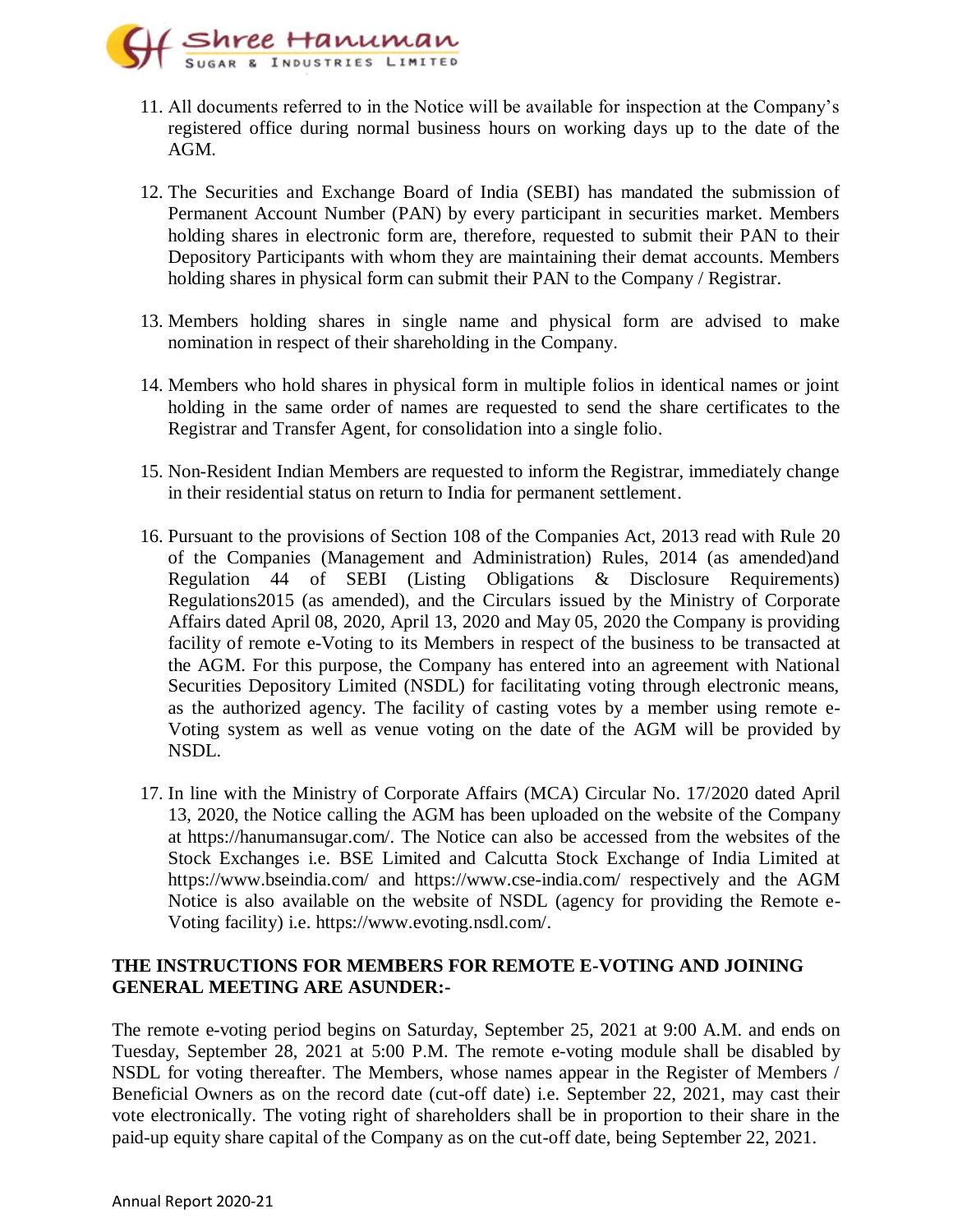11. All documents referred to in the Notice will be available for inspection at the Company's registered office during normal business hours on working days up to the date of the AGM.

12. The Securities and Exchange Board of India (SEBI) has mandated the submission of Permanent Account Number (PAN) by every participant in securities market. Members holding shares in electronic form are, therefore, requested to submit their PAN to their Depository Participants with whom they are maintaining their demat accounts. Members holding shares in physical form can submit their PAN to the Company / Registrar.

13. Members holding shares in single name and physical form are advised to make nomination in respect of their shareholding in the Company.

14. Members who hold shares in physical form in multiple folios in identical names or joint holding in the same order of names are requested to send the share certificates to the Registrar and Transfer Agent, for consolidation into a single folio.

15. Non-Resident Indian Members are requested to inform the Registrar, immediately change in their residential status on return to India for permanent settlement.

16. Pursuant to the provisions of Section 108 of the Companies Act, 2013 read with Rule 20 of the Companies (Management and Administration) Rules, 2014 (as amended)and Regulation 44 of SEBI (Listing Obligations & Disclosure Requirements) Regulations2015 (as amended), and the Circulars issued by the Ministry of Corporate Affairs dated April 08, 2020, April 13, 2020 and May 05, 2020 the Company is providing facility of remote e-Voting to its Members in respect of the business to be transacted at the AGM. For this purpose, the Company has entered into an agreement with National Securities Depository Limited (NSDL) for facilitating voting through electronic means, as the authorized agency. The facility of casting votes by a member using remote e-Voting system as well as venue voting on the date of the AGM will be provided by NSDL.

17. In line with the Ministry of Corporate Affairs (MCA) Circular No. 17/2020 dated April 13, 2020, the Notice calling the AGM has been uploaded on the website of the Company at https://hanumansugar.com/. The Notice can also be accessed from the websites of the Stock Exchanges i.e. BSE Limited and Calcutta Stock Exchange of India Limited at https://www.bseindia.com/ and https://www.cse-india.com/ respectively and the AGM Notice is also available on the website of NSDL (agency for providing the Remote e-Voting facility) i.e. https://www.evoting.nsdl.com/.

**THE INSTRUCTIONS FOR MEMBERS FOR REMOTE E-VOTING AND JOINING GENERAL MEETING ARE ASUNDER:-**

The remote e-voting period begins on Saturday, September 25, 2021 at 9:00 A.M. and ends on Tuesday, September 28, 2021 at 5:00 P.M. The remote e-voting module shall be disabled by NSDL for voting thereafter. The Members, whose names appear in the Register of Members / Beneficial Owners as on the record date (cut-off date) i.e. September 22, 2021, may cast their vote electronically. The voting right of shareholders shall be in proportion to their share in the paid-up equity share capital of the Company as on the cut-off date, being September 22, 2021.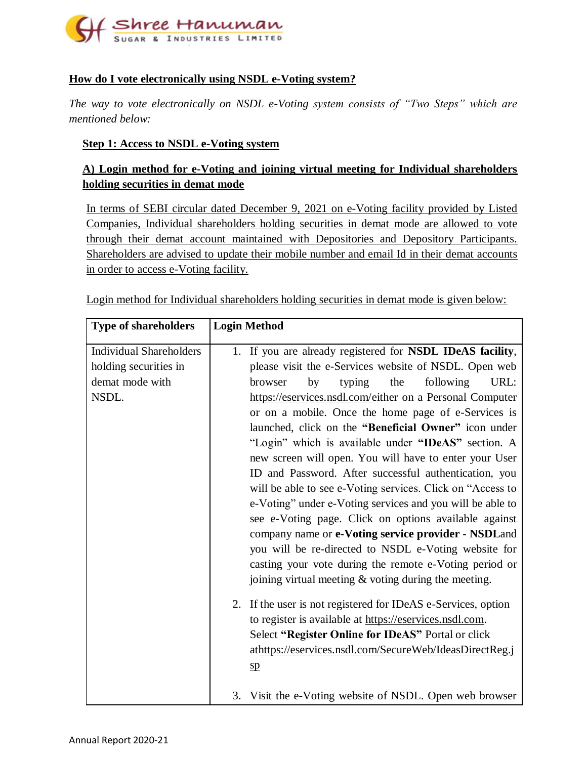## How do I vote electronically using NSDL e-Voting system?

*The way to vote electronically on NSDL e-Voting system consists of "Two Steps" which are mentioned below:*

### Step 1: Access to NSDL e-Voting system

### A) Login method for e-Voting and joining virtual meeting for Individual shareholders holding securities in demat mode

In terms of SEBI circular dated December 9, 2021 on e-Voting facility provided by Listed Companies, Individual shareholders holding securities in demat mode are allowed to vote through their demat account maintained with Depositories and Depository Participants. Shareholders are advised to update their mobile number and email Id in their demat accounts in order to access e-Voting facility.

Login method for Individual shareholders holding securities in demat mode is given below:

| Type of shareholders | Login Method |
| --- | --- |
| Individual Shareholders holding securities in demat mode with NSDL. | 1. If you are already registered for **NSDL IDeAS facility**, please visit the e-Services website of NSDL. Open web browser by typing the following URL: https://eservices.nsdl.com/either on a Personal Computer or on a mobile. Once the home page of e-Services is launched, click on the **"Beneficial Owner"** icon under "Login" which is available under **"IDeAS"** section. A new screen will open. You will have to enter your User ID and Password. After successful authentication, you will be able to see e-Voting services. Click on "Access to e-Voting" under e-Voting services and you will be able to see e-Voting page. Click on options available against company name or **e-Voting service provider - NSDL**and you will be re-directed to NSDL e-Voting website for casting your vote during the remote e-Voting period or joining virtual meeting & voting during the meeting.<br><br>2. If the user is not registered for IDeAS e-Services, option to register is available at https://eservices.nsdl.com. Select **"Register Online for IDeAS"** Portal or click athttps://eservices.nsdl.com/SecureWeb/IdeasDirectReg.jsp<br><br>3. Visit the e-Voting website of NSDL. Open web browser |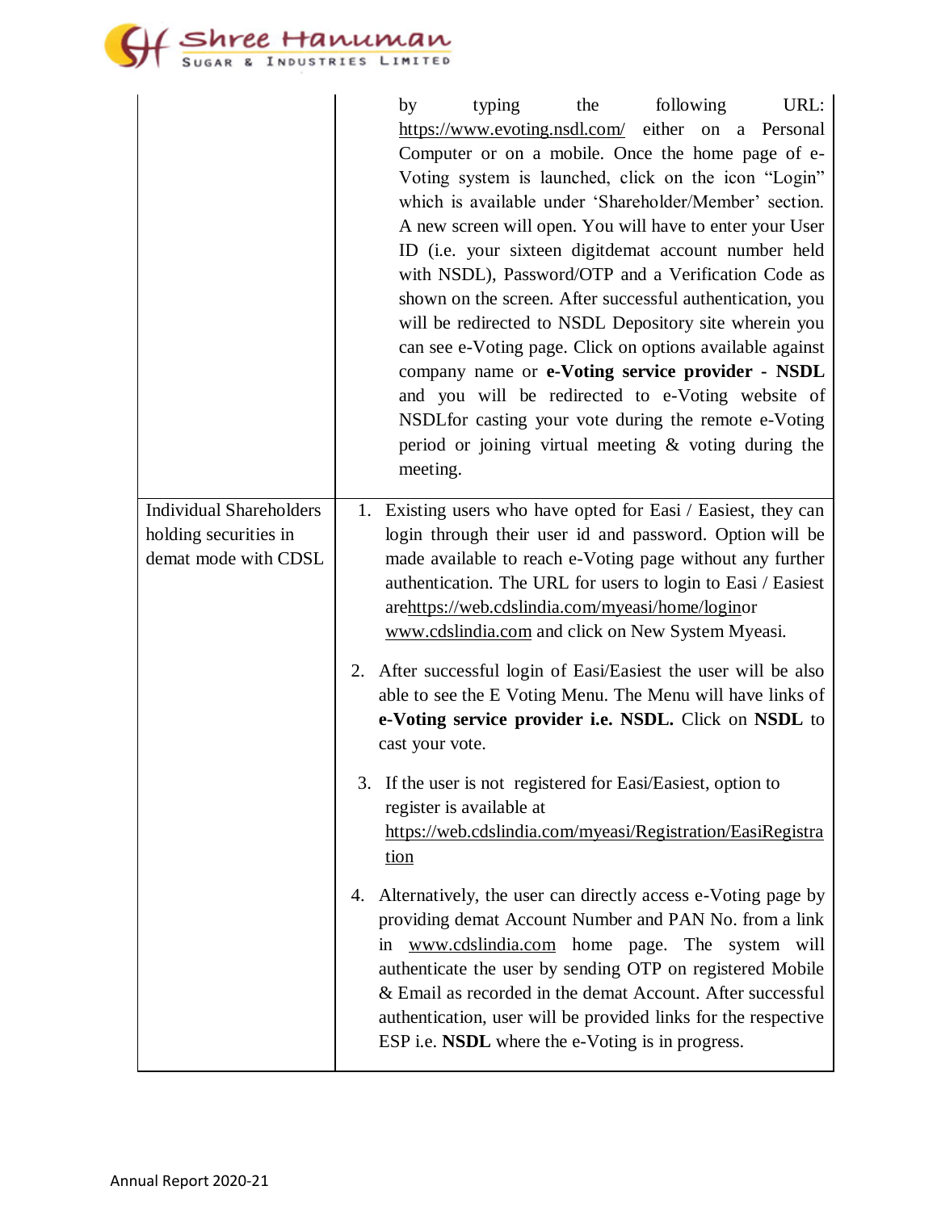| | |
|---|---|
| | by typing the following URL: https://www.evoting.nsdl.com/ either on a Personal Computer or on a mobile. Once the home page of e-Voting system is launched, click on the icon "Login" which is available under 'Shareholder/Member' section. A new screen will open. You will have to enter your User ID (i.e. your sixteen digitdemat account number held with NSDL), Password/OTP and a Verification Code as shown on the screen. After successful authentication, you will be redirected to NSDL Depository site wherein you can see e-Voting page. Click on options available against company name or **e-Voting service provider - NSDL** and you will be redirected to e-Voting website of NSDLfor casting your vote during the remote e-Voting period or joining virtual meeting & voting during the meeting. |
| Individual Shareholders holding securities in demat mode with CDSL | 1. Existing users who have opted for Easi / Easiest, they can login through their user id and password. Option will be made available to reach e-Voting page without any further authentication. The URL for users to login to Easi / Easiest arehttps://web.cdslindia.com/myeasi/home/loginor www.cdslindia.com and click on New System Myeasi.<br><br>2. After successful login of Easi/Easiest the user will be also able to see the E Voting Menu. The Menu will have links of **e-Voting service provider i.e. NSDL.** Click on **NSDL** to cast your vote.<br><br>3. If the user is not registered for Easi/Easiest, option to register is available at https://web.cdslindia.com/myeasi/Registration/EasiRegistration<br><br>4. Alternatively, the user can directly access e-Voting page by providing demat Account Number and PAN No. from a link in www.cdslindia.com home page. The system will authenticate the user by sending OTP on registered Mobile & Email as recorded in the demat Account. After successful authentication, user will be provided links for the respective ESP i.e. **NSDL** where the e-Voting is in progress. |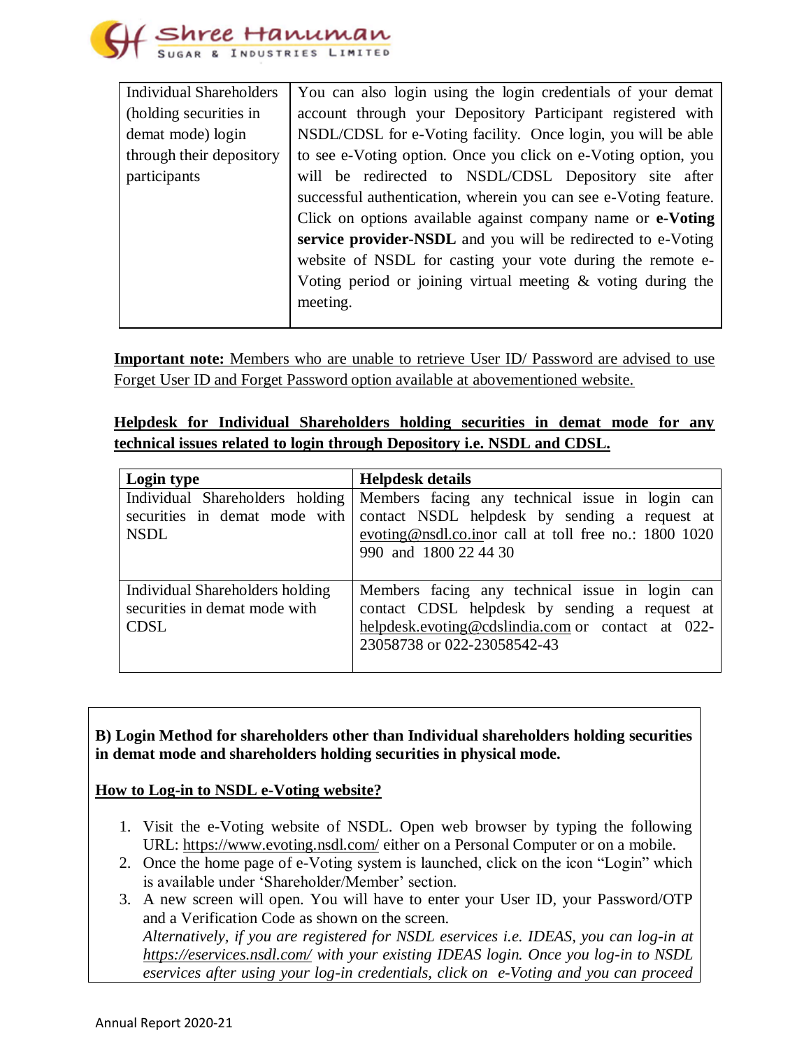| Individual Shareholders (holding securities in demat mode) login through their depository participants | You can also login using the login credentials of your demat account through your Depository Participant registered with NSDL/CDSL for e-Voting facility. Once login, you will be able to see e-Voting option. Once you click on e-Voting option, you will be redirected to NSDL/CDSL Depository site after successful authentication, wherein you can see e-Voting feature. Click on options available against company name or **e-Voting service provider-NSDL** and you will be redirected to e-Voting website of NSDL for casting your vote during the remote e-Voting period or joining virtual meeting & voting during the meeting. |
|---|---|

**Important note:** Members who are unable to retrieve User ID/ Password are advised to use Forget User ID and Forget Password option available at abovementioned website.

**Helpdesk for Individual Shareholders holding securities in demat mode for any technical issues related to login through Depository i.e. NSDL and CDSL.**

| Login type | Helpdesk details |
|---|---|
| Individual Shareholders holding securities in demat mode with NSDL | Members facing any technical issue in login can contact NSDL helpdesk by sending a request at evoting@nsdl.co.inor call at toll free no.: 1800 1020 990 and 1800 22 44 30 |
| Individual Shareholders holding securities in demat mode with CDSL | Members facing any technical issue in login can contact CDSL helpdesk by sending a request at helpdesk.evoting@cdslindia.com or contact at 022-23058738 or 022-23058542-43 |

**B) Login Method for shareholders other than Individual shareholders holding securities in demat mode and shareholders holding securities in physical mode.**

**How to Log-in to NSDL e-Voting website?**

1. Visit the e-Voting website of NSDL. Open web browser by typing the following URL: https://www.evoting.nsdl.com/ either on a Personal Computer or on a mobile.
2. Once the home page of e-Voting system is launched, click on the icon "Login" which is available under 'Shareholder/Member' section.
3. A new screen will open. You will have to enter your User ID, your Password/OTP and a Verification Code as shown on the screen.
   *Alternatively, if you are registered for NSDL eservices i.e. IDEAS, you can log-in at https://eservices.nsdl.com/ with your existing IDEAS login. Once you log-in to NSDL eservices after using your log-in credentials, click on e-Voting and you can proceed*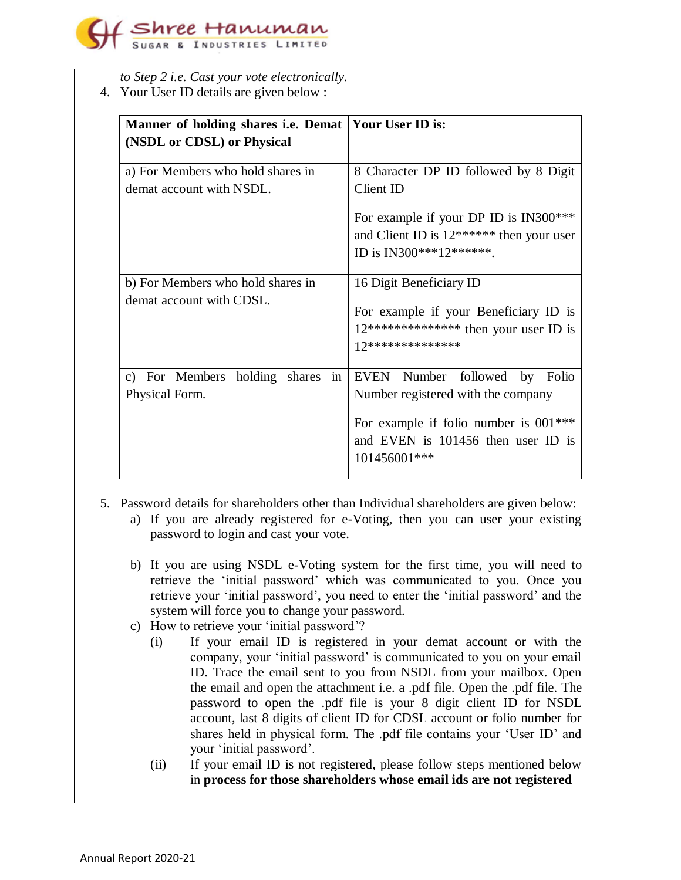*to Step 2 i.e. Cast your vote electronically.*

4. Your User ID details are given below :

| Manner of holding shares i.e. Demat (NSDL or CDSL) or Physical | Your User ID is: |
|---|---|
| a) For Members who hold shares in demat account with NSDL. | 8 Character DP ID followed by 8 Digit Client ID<br><br>For example if your DP ID is IN300*** and Client ID is 12****** then your user ID is IN300***12******. |
| b) For Members who hold shares in demat account with CDSL. | 16 Digit Beneficiary ID<br><br>For example if your Beneficiary ID is 12************** then your user ID is 12************** |
| c) For Members holding shares in Physical Form. | EVEN Number followed by Folio Number registered with the company<br><br>For example if folio number is 001*** and EVEN is 101456 then user ID is 101456001*** |

5. Password details for shareholders other than Individual shareholders are given below:
   a) If you are already registered for e-Voting, then you can user your existing password to login and cast your vote.

   b) If you are using NSDL e-Voting system for the first time, you will need to retrieve the 'initial password' which was communicated to you. Once you retrieve your 'initial password', you need to enter the 'initial password' and the system will force you to change your password.
   c) How to retrieve your 'initial password'?
      (i) If your email ID is registered in your demat account or with the company, your 'initial password' is communicated to you on your email ID. Trace the email sent to you from NSDL from your mailbox. Open the email and open the attachment i.e. a .pdf file. Open the .pdf file. The password to open the .pdf file is your 8 digit client ID for NSDL account, last 8 digits of client ID for CDSL account or folio number for shares held in physical form. The .pdf file contains your 'User ID' and your 'initial password'.
      (ii) If your email ID is not registered, please follow steps mentioned below in **process for those shareholders whose email ids are not registered**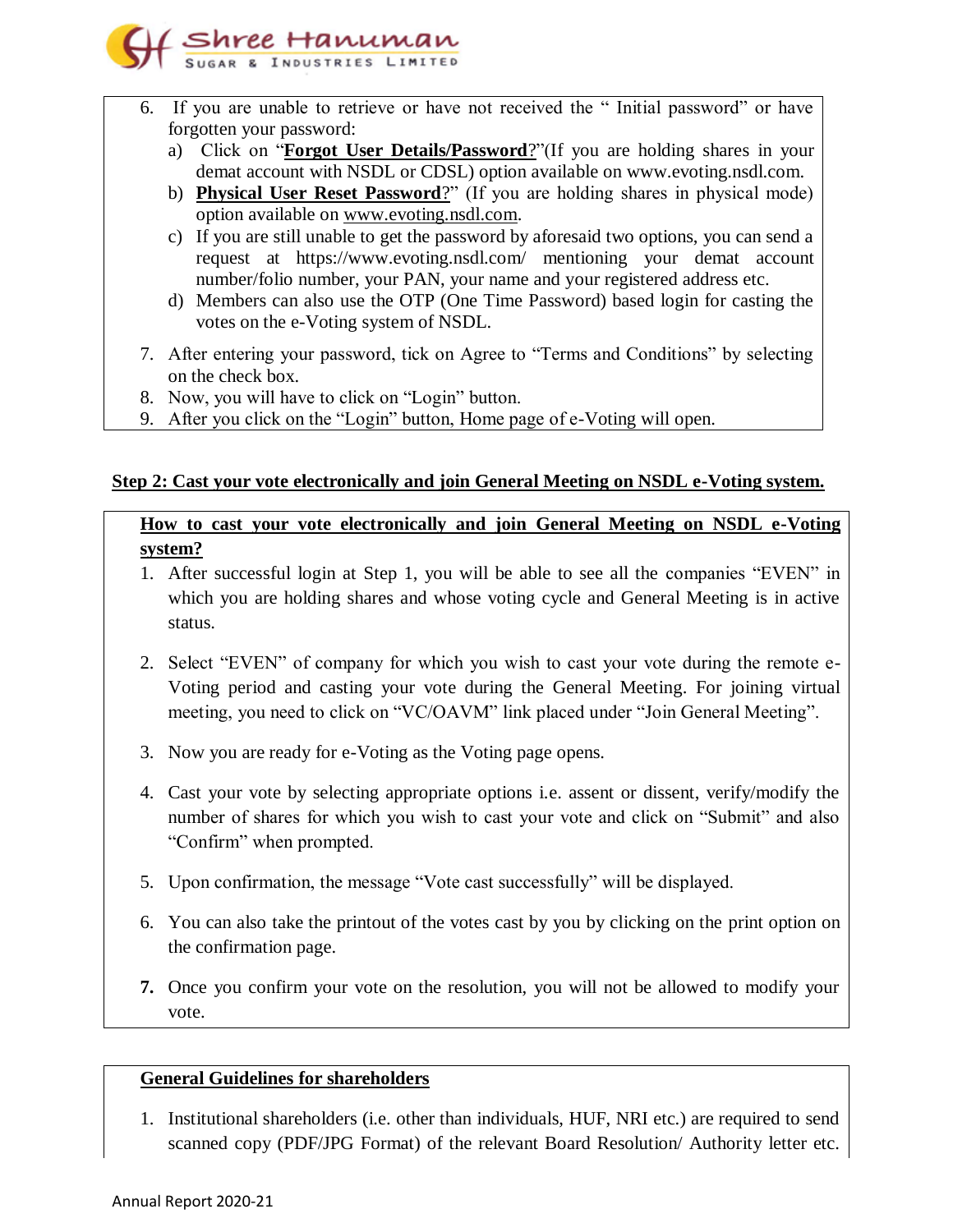6. If you are unable to retrieve or have not received the " Initial password" or have forgotten your password:
   a) Click on "**Forgot User Details/Password**?"(If you are holding shares in your demat account with NSDL or CDSL) option available on www.evoting.nsdl.com.
   b) **Physical User Reset Password**?" (If you are holding shares in physical mode) option available on www.evoting.nsdl.com.
   c) If you are still unable to get the password by aforesaid two options, you can send a request at https://www.evoting.nsdl.com/ mentioning your demat account number/folio number, your PAN, your name and your registered address etc.
   d) Members can also use the OTP (One Time Password) based login for casting the votes on the e-Voting system of NSDL.
7. After entering your password, tick on Agree to "Terms and Conditions" by selecting on the check box.
8. Now, you will have to click on "Login" button.
9. After you click on the "Login" button, Home page of e-Voting will open.

**Step 2: Cast your vote electronically and join General Meeting on NSDL e-Voting system.**

**How to cast your vote electronically and join General Meeting on NSDL e-Voting system?**

1. After successful login at Step 1, you will be able to see all the companies "EVEN" in which you are holding shares and whose voting cycle and General Meeting is in active status.
2. Select "EVEN" of company for which you wish to cast your vote during the remote e-Voting period and casting your vote during the General Meeting. For joining virtual meeting, you need to click on "VC/OAVM" link placed under "Join General Meeting".
3. Now you are ready for e-Voting as the Voting page opens.
4. Cast your vote by selecting appropriate options i.e. assent or dissent, verify/modify the number of shares for which you wish to cast your vote and click on "Submit" and also "Confirm" when prompted.
5. Upon confirmation, the message "Vote cast successfully" will be displayed.
6. You can also take the printout of the votes cast by you by clicking on the print option on the confirmation page.
7. Once you confirm your vote on the resolution, you will not be allowed to modify your vote.

**General Guidelines for shareholders**

1. Institutional shareholders (i.e. other than individuals, HUF, NRI etc.) are required to send scanned copy (PDF/JPG Format) of the relevant Board Resolution/ Authority letter etc.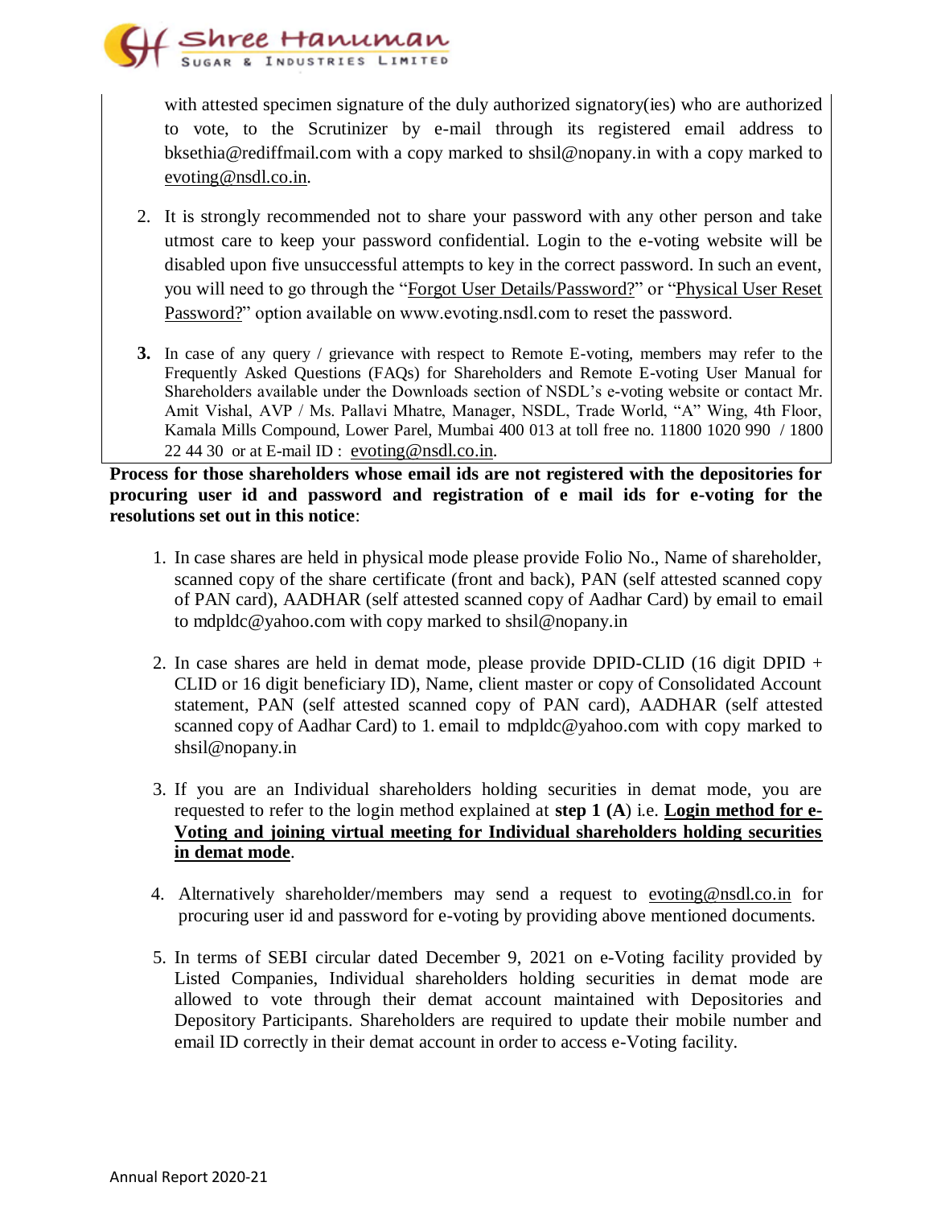with attested specimen signature of the duly authorized signatory(ies) who are authorized to vote, to the Scrutinizer by e-mail through its registered email address to bksethia@rediffmail.com with a copy marked to shsil@nopany.in with a copy marked to evoting@nsdl.co.in.

2. It is strongly recommended not to share your password with any other person and take utmost care to keep your password confidential. Login to the e-voting website will be disabled upon five unsuccessful attempts to key in the correct password. In such an event, you will need to go through the "Forgot User Details/Password?" or "Physical User Reset Password?" option available on www.evoting.nsdl.com to reset the password.

3. In case of any query / grievance with respect to Remote E-voting, members may refer to the Frequently Asked Questions (FAQs) for Shareholders and Remote E-voting User Manual for Shareholders available under the Downloads section of NSDL's e-voting website or contact Mr. Amit Vishal, AVP / Ms. Pallavi Mhatre, Manager, NSDL, Trade World, "A" Wing, 4th Floor, Kamala Mills Compound, Lower Parel, Mumbai 400 013 at toll free no. 11800 1020 990 / 1800 22 44 30 or at E-mail ID : evoting@nsdl.co.in.

**Process for those shareholders whose email ids are not registered with the depositories for procuring user id and password and registration of e mail ids for e-voting for the resolutions set out in this notice**:

1. In case shares are held in physical mode please provide Folio No., Name of shareholder, scanned copy of the share certificate (front and back), PAN (self attested scanned copy of PAN card), AADHAR (self attested scanned copy of Aadhar Card) by email to email to mdpldc@yahoo.com with copy marked to shsil@nopany.in

2. In case shares are held in demat mode, please provide DPID-CLID (16 digit DPID + CLID or 16 digit beneficiary ID), Name, client master or copy of Consolidated Account statement, PAN (self attested scanned copy of PAN card), AADHAR (self attested scanned copy of Aadhar Card) to 1. email to mdpldc@yahoo.com with copy marked to shsil@nopany.in

3. If you are an Individual shareholders holding securities in demat mode, you are requested to refer to the login method explained at **step 1 (A**) i.e. **Login method for e-Voting and joining virtual meeting for Individual shareholders holding securities in demat mode**.

4. Alternatively shareholder/members may send a request to evoting@nsdl.co.in for procuring user id and password for e-voting by providing above mentioned documents.

5. In terms of SEBI circular dated December 9, 2021 on e-Voting facility provided by Listed Companies, Individual shareholders holding securities in demat mode are allowed to vote through their demat account maintained with Depositories and Depository Participants. Shareholders are required to update their mobile number and email ID correctly in their demat account in order to access e-Voting facility.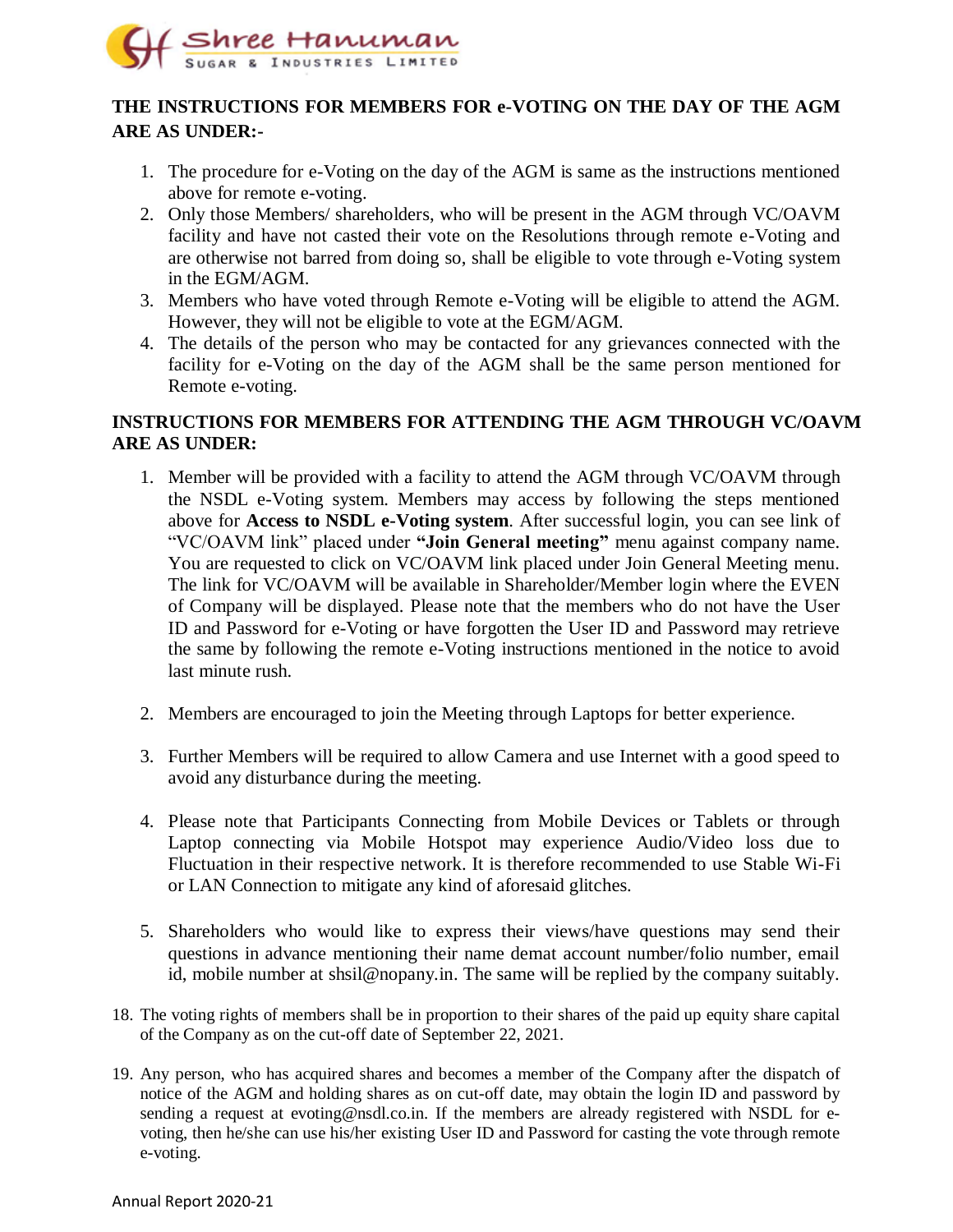**THE INSTRUCTIONS FOR MEMBERS FOR e-VOTING ON THE DAY OF THE AGM ARE AS UNDER:-**

1. The procedure for e-Voting on the day of the AGM is same as the instructions mentioned above for remote e-voting.
2. Only those Members/ shareholders, who will be present in the AGM through VC/OAVM facility and have not casted their vote on the Resolutions through remote e-Voting and are otherwise not barred from doing so, shall be eligible to vote through e-Voting system in the EGM/AGM.
3. Members who have voted through Remote e-Voting will be eligible to attend the AGM. However, they will not be eligible to vote at the EGM/AGM.
4. The details of the person who may be contacted for any grievances connected with the facility for e-Voting on the day of the AGM shall be the same person mentioned for Remote e-voting.

**INSTRUCTIONS FOR MEMBERS FOR ATTENDING THE AGM THROUGH VC/OAVM ARE AS UNDER:**

1. Member will be provided with a facility to attend the AGM through VC/OAVM through the NSDL e-Voting system. Members may access by following the steps mentioned above for **Access to NSDL e-Voting system**. After successful login, you can see link of "VC/OAVM link" placed under **"Join General meeting"** menu against company name. You are requested to click on VC/OAVM link placed under Join General Meeting menu. The link for VC/OAVM will be available in Shareholder/Member login where the EVEN of Company will be displayed. Please note that the members who do not have the User ID and Password for e-Voting or have forgotten the User ID and Password may retrieve the same by following the remote e-Voting instructions mentioned in the notice to avoid last minute rush.

2. Members are encouraged to join the Meeting through Laptops for better experience.

3. Further Members will be required to allow Camera and use Internet with a good speed to avoid any disturbance during the meeting.

4. Please note that Participants Connecting from Mobile Devices or Tablets or through Laptop connecting via Mobile Hotspot may experience Audio/Video loss due to Fluctuation in their respective network. It is therefore recommended to use Stable Wi-Fi or LAN Connection to mitigate any kind of aforesaid glitches.

5. Shareholders who would like to express their views/have questions may send their questions in advance mentioning their name demat account number/folio number, email id, mobile number at shsil@nopany.in. The same will be replied by the company suitably.

18. The voting rights of members shall be in proportion to their shares of the paid up equity share capital of the Company as on the cut-off date of September 22, 2021.

19. Any person, who has acquired shares and becomes a member of the Company after the dispatch of notice of the AGM and holding shares as on cut-off date, may obtain the login ID and password by sending a request at evoting@nsdl.co.in. If the members are already registered with NSDL for e-voting, then he/she can use his/her existing User ID and Password for casting the vote through remote e-voting.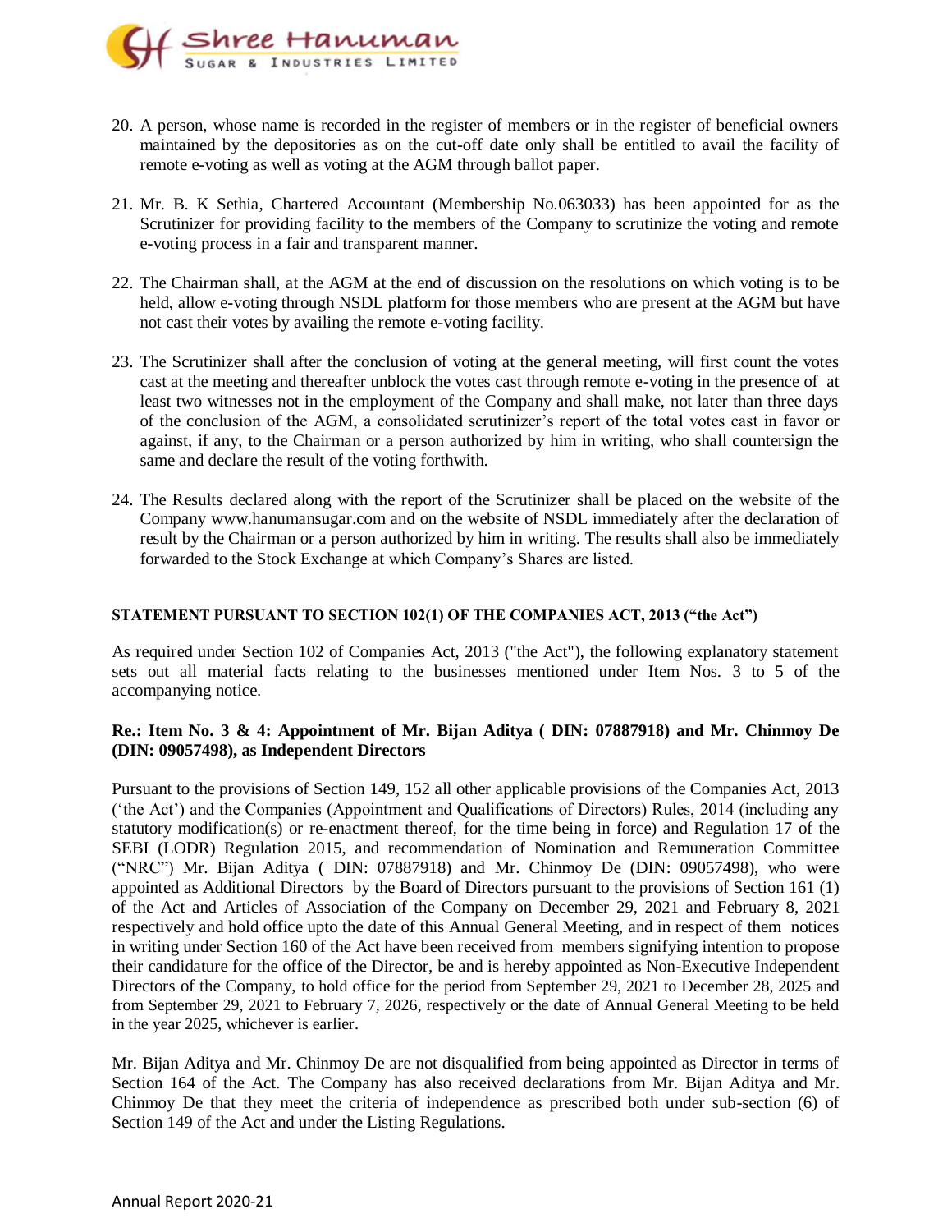20. A person, whose name is recorded in the register of members or in the register of beneficial owners maintained by the depositories as on the cut-off date only shall be entitled to avail the facility of remote e-voting as well as voting at the AGM through ballot paper.

21. Mr. B. K Sethia, Chartered Accountant (Membership No.063033) has been appointed for as the Scrutinizer for providing facility to the members of the Company to scrutinize the voting and remote e-voting process in a fair and transparent manner.

22. The Chairman shall, at the AGM at the end of discussion on the resolutions on which voting is to be held, allow e-voting through NSDL platform for those members who are present at the AGM but have not cast their votes by availing the remote e-voting facility.

23. The Scrutinizer shall after the conclusion of voting at the general meeting, will first count the votes cast at the meeting and thereafter unblock the votes cast through remote e-voting in the presence of at least two witnesses not in the employment of the Company and shall make, not later than three days of the conclusion of the AGM, a consolidated scrutinizer's report of the total votes cast in favor or against, if any, to the Chairman or a person authorized by him in writing, who shall countersign the same and declare the result of the voting forthwith.

24. The Results declared along with the report of the Scrutinizer shall be placed on the website of the Company www.hanumansugar.com and on the website of NSDL immediately after the declaration of result by the Chairman or a person authorized by him in writing. The results shall also be immediately forwarded to the Stock Exchange at which Company's Shares are listed.

**STATEMENT PURSUANT TO SECTION 102(1) OF THE COMPANIES ACT, 2013 ("the Act")**

As required under Section 102 of Companies Act, 2013 ("the Act"), the following explanatory statement sets out all material facts relating to the businesses mentioned under Item Nos. 3 to 5 of the accompanying notice.

**Re.: Item No. 3 & 4: Appointment of Mr. Bijan Aditya ( DIN: 07887918) and Mr. Chinmoy De (DIN: 09057498), as Independent Directors**

Pursuant to the provisions of Section 149, 152 all other applicable provisions of the Companies Act, 2013 ('the Act') and the Companies (Appointment and Qualifications of Directors) Rules, 2014 (including any statutory modification(s) or re-enactment thereof, for the time being in force) and Regulation 17 of the SEBI (LODR) Regulation 2015, and recommendation of Nomination and Remuneration Committee ("NRC") Mr. Bijan Aditya ( DIN: 07887918) and Mr. Chinmoy De (DIN: 09057498), who were appointed as Additional Directors by the Board of Directors pursuant to the provisions of Section 161 (1) of the Act and Articles of Association of the Company on December 29, 2021 and February 8, 2021 respectively and hold office upto the date of this Annual General Meeting, and in respect of them notices in writing under Section 160 of the Act have been received from members signifying intention to propose their candidature for the office of the Director, be and is hereby appointed as Non-Executive Independent Directors of the Company, to hold office for the period from September 29, 2021 to December 28, 2025 and from September 29, 2021 to February 7, 2026, respectively or the date of Annual General Meeting to be held in the year 2025, whichever is earlier.

Mr. Bijan Aditya and Mr. Chinmoy De are not disqualified from being appointed as Director in terms of Section 164 of the Act. The Company has also received declarations from Mr. Bijan Aditya and Mr. Chinmoy De that they meet the criteria of independence as prescribed both under sub-section (6) of Section 149 of the Act and under the Listing Regulations.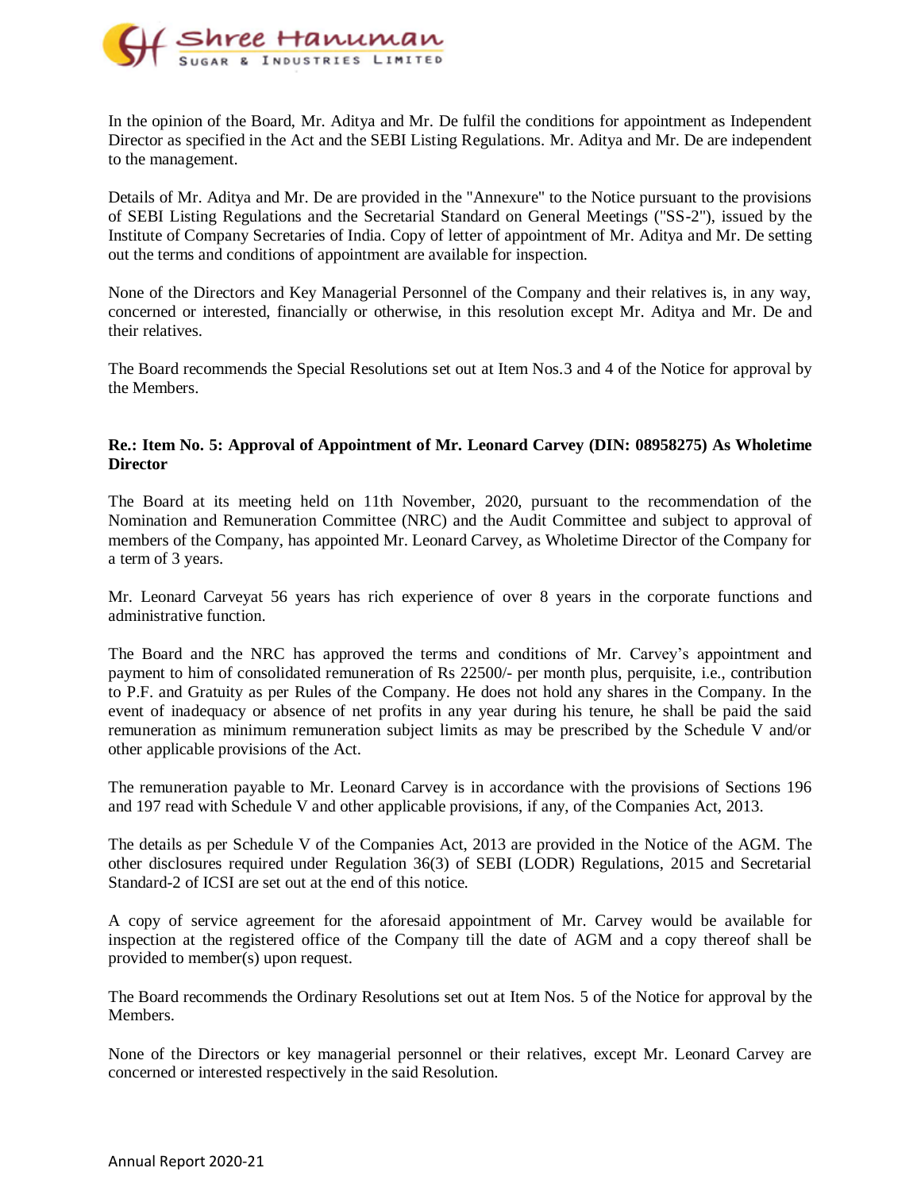In the opinion of the Board, Mr. Aditya and Mr. De fulfil the conditions for appointment as Independent Director as specified in the Act and the SEBI Listing Regulations. Mr. Aditya and Mr. De are independent to the management.

Details of Mr. Aditya and Mr. De are provided in the "Annexure" to the Notice pursuant to the provisions of SEBI Listing Regulations and the Secretarial Standard on General Meetings ("SS-2"), issued by the Institute of Company Secretaries of India. Copy of letter of appointment of Mr. Aditya and Mr. De setting out the terms and conditions of appointment are available for inspection.

None of the Directors and Key Managerial Personnel of the Company and their relatives is, in any way, concerned or interested, financially or otherwise, in this resolution except Mr. Aditya and Mr. De and their relatives.

The Board recommends the Special Resolutions set out at Item Nos.3 and 4 of the Notice for approval by the Members.

**Re.: Item No. 5: Approval of Appointment of Mr. Leonard Carvey (DIN: 08958275) As Wholetime Director**

The Board at its meeting held on 11th November, 2020, pursuant to the recommendation of the Nomination and Remuneration Committee (NRC) and the Audit Committee and subject to approval of members of the Company, has appointed Mr. Leonard Carvey, as Wholetime Director of the Company for a term of 3 years.

Mr. Leonard Carveyat 56 years has rich experience of over 8 years in the corporate functions and administrative function.

The Board and the NRC has approved the terms and conditions of Mr. Carvey's appointment and payment to him of consolidated remuneration of Rs 22500/- per month plus, perquisite, i.e., contribution to P.F. and Gratuity as per Rules of the Company. He does not hold any shares in the Company. In the event of inadequacy or absence of net profits in any year during his tenure, he shall be paid the said remuneration as minimum remuneration subject limits as may be prescribed by the Schedule V and/or other applicable provisions of the Act.

The remuneration payable to Mr. Leonard Carvey is in accordance with the provisions of Sections 196 and 197 read with Schedule V and other applicable provisions, if any, of the Companies Act, 2013.

The details as per Schedule V of the Companies Act, 2013 are provided in the Notice of the AGM. The other disclosures required under Regulation 36(3) of SEBI (LODR) Regulations, 2015 and Secretarial Standard-2 of ICSI are set out at the end of this notice.

A copy of service agreement for the aforesaid appointment of Mr. Carvey would be available for inspection at the registered office of the Company till the date of AGM and a copy thereof shall be provided to member(s) upon request.

The Board recommends the Ordinary Resolutions set out at Item Nos. 5 of the Notice for approval by the Members.

None of the Directors or key managerial personnel or their relatives, except Mr. Leonard Carvey are concerned or interested respectively in the said Resolution.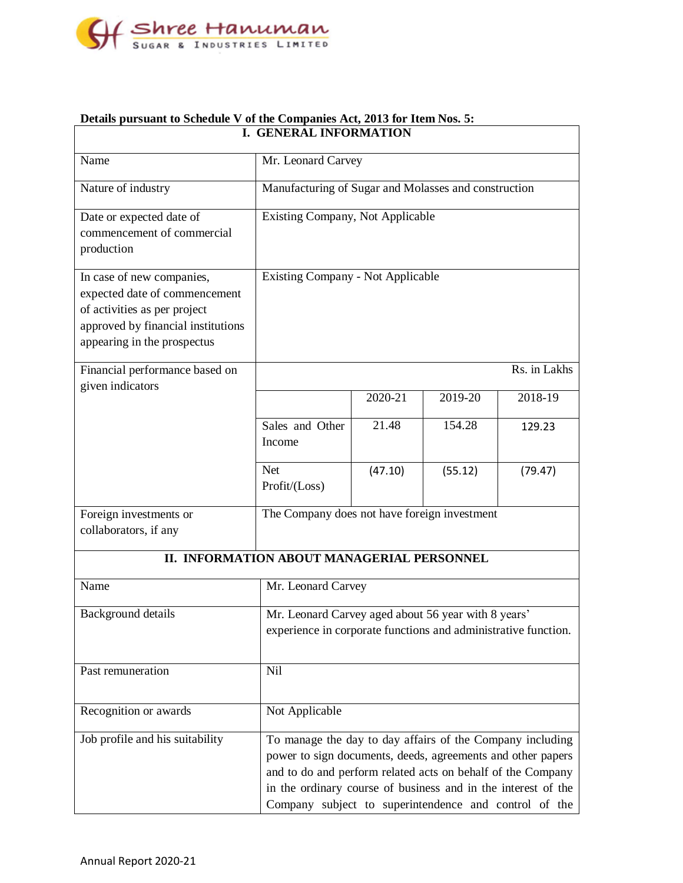**Details pursuant to Schedule V of the Companies Act, 2013 for Item Nos. 5:**

| I. GENERAL INFORMATION | | | | |
|---|---|---|---|---|
| Name | Mr. Leonard Carvey | | | |
| Nature of industry | Manufacturing of Sugar and Molasses and construction | | | |
| Date or expected date of commencement of commercial production | Existing Company, Not Applicable | | | |
| In case of new companies, expected date of commencement of activities as per project approved by financial institutions appearing in the prospectus | Existing Company - Not Applicable | | | |
| Financial performance based on given indicators | | | | Rs. in Lakhs |
| | | 2020-21 | 2019-20 | 2018-19 |
| | Sales and Other Income | 21.48 | 154.28 | 129.23 |
| | Net Profit/(Loss) | (47.10) | (55.12) | (79.47) |
| Foreign investments or collaborators, if any | The Company does not have foreign investment | | | |

| II. INFORMATION ABOUT MANAGERIAL PERSONNEL | |
|---|---|
| Name | Mr. Leonard Carvey |
| Background details | Mr. Leonard Carvey aged about 56 year with 8 years' experience in corporate functions and administrative function. |
| Past remuneration | Nil |
| Recognition or awards | Not Applicable |
| Job profile and his suitability | To manage the day to day affairs of the Company including power to sign documents, deeds, agreements and other papers and to do and perform related acts on behalf of the Company in the ordinary course of business and in the interest of the Company subject to superintendence and control of the |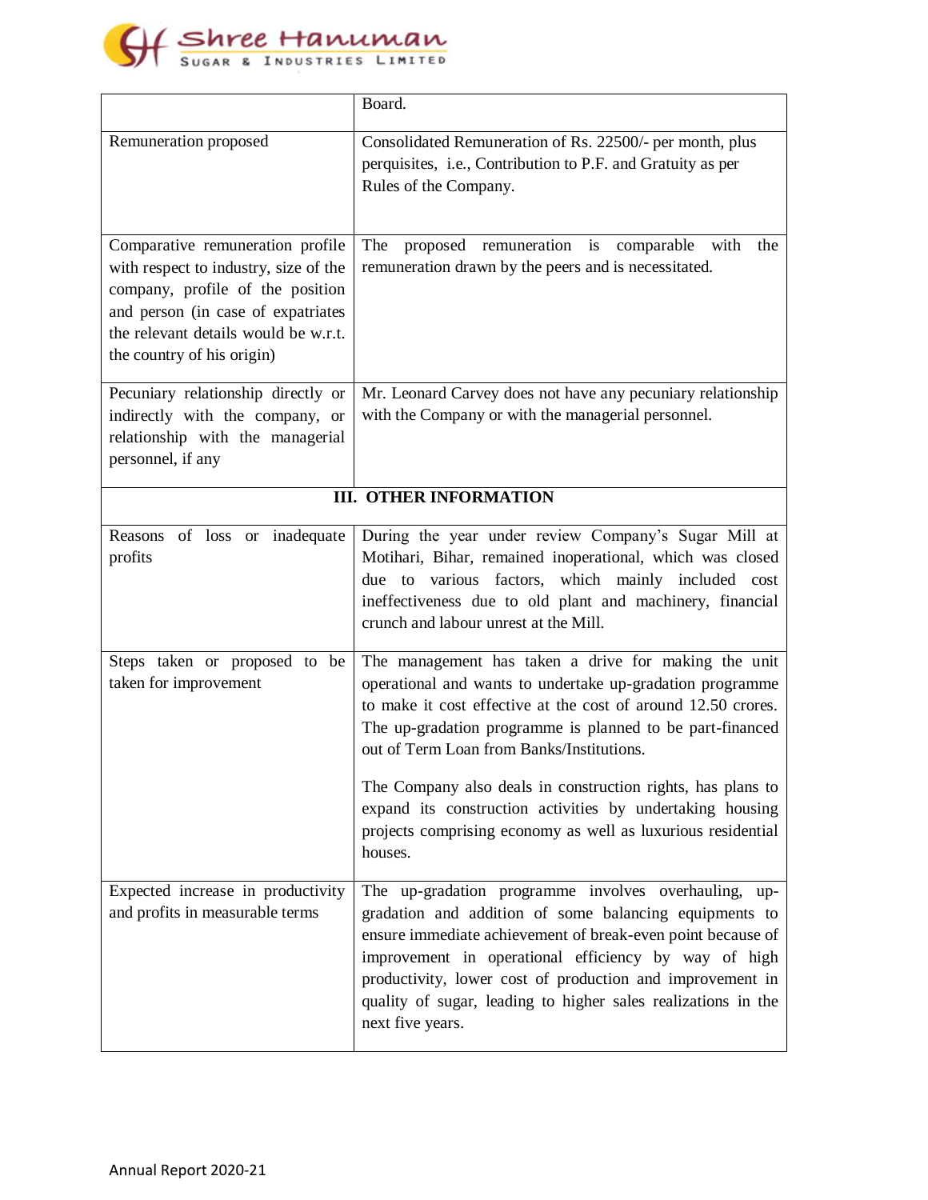| | |
|---|---|
| | Board. |
| Remuneration proposed | Consolidated Remuneration of Rs. 22500/- per month, plus perquisites, i.e., Contribution to P.F. and Gratuity as per Rules of the Company. |
| Comparative remuneration profile with respect to industry, size of the company, profile of the position and person (in case of expatriates the relevant details would be w.r.t. the country of his origin) | The proposed remuneration is comparable with the remuneration drawn by the peers and is necessitated. |
| Pecuniary relationship directly or indirectly with the company, or relationship with the managerial personnel, if any | Mr. Leonard Carvey does not have any pecuniary relationship with the Company or with the managerial personnel. |
| **III. OTHER INFORMATION** | |
| Reasons of loss or inadequate profits | During the year under review Company's Sugar Mill at Motihari, Bihar, remained inoperational, which was closed due to various factors, which mainly included cost ineffectiveness due to old plant and machinery, financial crunch and labour unrest at the Mill. |
| Steps taken or proposed to be taken for improvement | The management has taken a drive for making the unit operational and wants to undertake up-gradation programme to make it cost effective at the cost of around 12.50 crores. The up-gradation programme is planned to be part-financed out of Term Loan from Banks/Institutions.<br><br>The Company also deals in construction rights, has plans to expand its construction activities by undertaking housing projects comprising economy as well as luxurious residential houses. |
| Expected increase in productivity and profits in measurable terms | The up-gradation programme involves overhauling, up-gradation and addition of some balancing equipments to ensure immediate achievement of break-even point because of improvement in operational efficiency by way of high productivity, lower cost of production and improvement in quality of sugar, leading to higher sales realizations in the next five years. |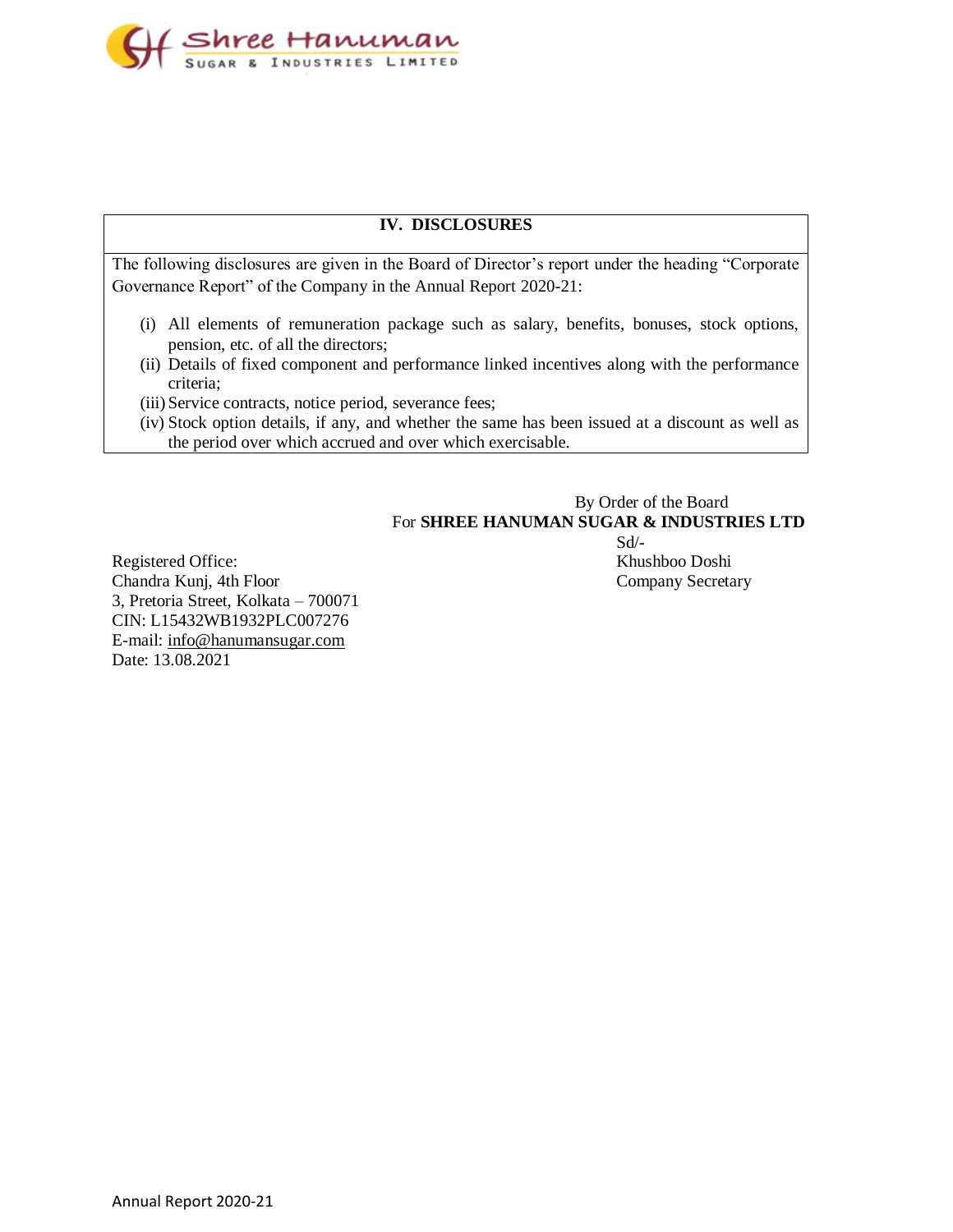## IV. DISCLOSURES

The following disclosures are given in the Board of Director's report under the heading "Corporate Governance Report" of the Company in the Annual Report 2020-21:

(i) All elements of remuneration package such as salary, benefits, bonuses, stock options, pension, etc. of all the directors;
(ii) Details of fixed component and performance linked incentives along with the performance criteria;
(iii) Service contracts, notice period, severance fees;
(iv) Stock option details, if any, and whether the same has been issued at a discount as well as the period over which accrued and over which exercisable.

By Order of the Board
For **SHREE HANUMAN SUGAR & INDUSTRIES LTD**
Sd/-
Khushboo Doshi
Company Secretary

Registered Office:
Chandra Kunj, 4th Floor
3, Pretoria Street, Kolkata – 700071
CIN: L15432WB1932PLC007276
E-mail: info@hanumansugar.com
Date: 13.08.2021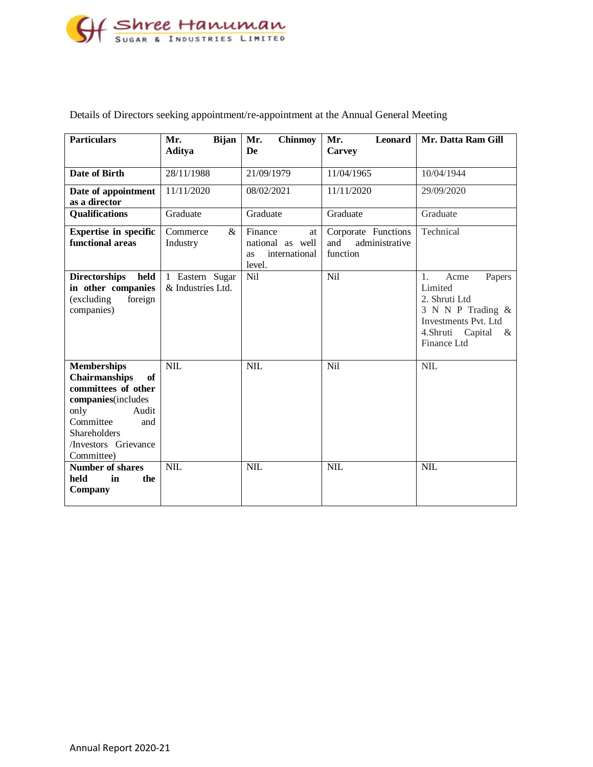Details of Directors seeking appointment/re-appointment at the Annual General Meeting

| **Particulars** | **Mr. Bijan Aditya** | **Mr. Chinmoy De** | **Mr. Leonard Carvey** | **Mr. Datta Ram Gill** |
|---|---|---|---|---|
| **Date of Birth** | 28/11/1988 | 21/09/1979 | 11/04/1965 | 10/04/1944 |
| **Date of appointment as a director** | 11/11/2020 | 08/02/2021 | 11/11/2020 | 29/09/2020 |
| **Qualifications** | Graduate | Graduate | Graduate | Graduate |
| **Expertise in specific functional areas** | Commerce & Industry | Finance at national as well as international level. | Corporate Functions and administrative function | Technical |
| **Directorships held in other companies** (excluding foreign companies) | 1 Eastern Sugar & Industries Ltd. | Nil | Nil | 1. Acme Papers Limited<br>2. Shruti Ltd<br>3 N N P Trading & Investments Pvt. Ltd<br>4.Shruti Capital & Finance Ltd |
| **Memberships Chairmanships of committees of other companies**(includes only Audit Committee and Shareholders /Investors Grievance Committee) | NIL | NIL | Nil | NIL |
| **Number of shares held in the Company** | NIL | NIL | NIL | NIL |